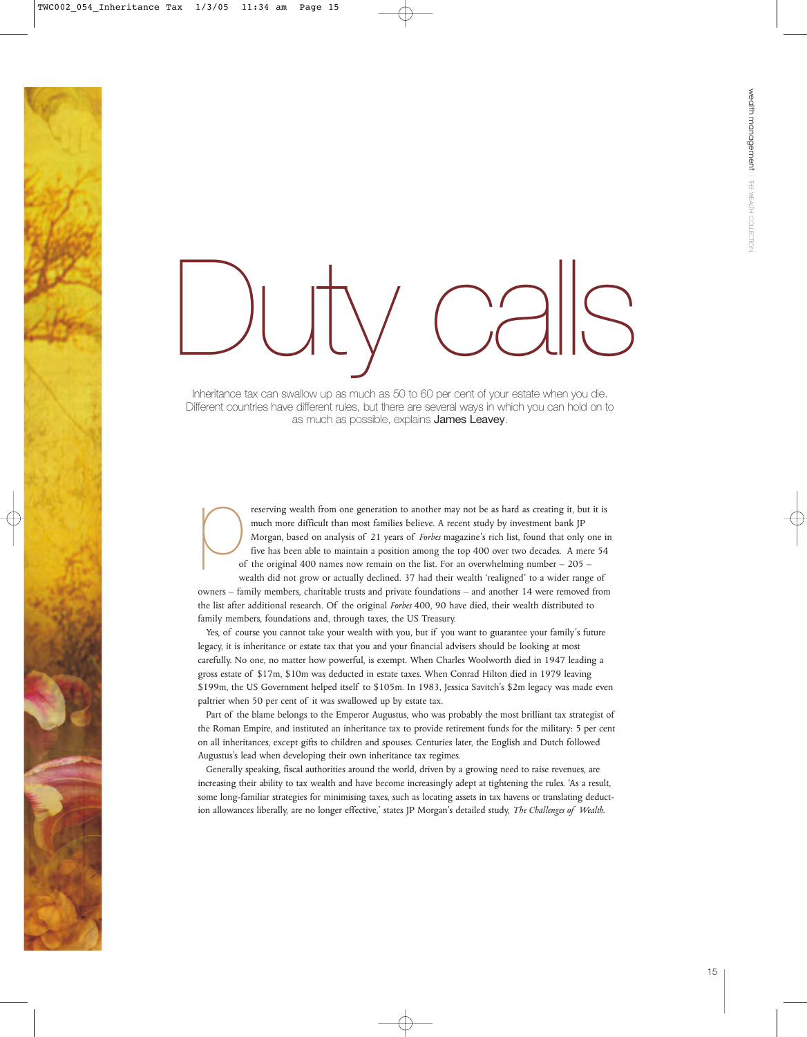# Duty calls

Inheritance tax can swallow up as much as 50 to 60 per cent of your estate when you die. Different countries have different rules, but there are several ways in which you can hold on to as much as possible, explains **James Leavey**.

Preserving wealth from one generation to another may not be as hard as creating it, but it is much more difficult than most families believe. A recent study by investment bank JP Morgan, based on analysis of 21 years of *Forbes* magazine's rich list, found that only one in five has been able to maintain a position among the top 400 over two decades. A mere 54 of the original 400 names now remain on the list. For an overwhelming number – 205 – wealth did not grow or actually declined. 37 had their wealth 'realigned' to a wider range of owners – family members, charitable trusts and private foundations – and another 14 were removed from the list after additional research. Of the original *Forbes* 400, 90 have died, their wealth distributed to family members, foundations and, through taxes, the US Treasury.

Yes, of course you cannot take your wealth with you, but if you want to guarantee your family's future legacy, it is inheritance or estate tax that you and your financial advisers should be looking at most carefully. No one, no matter how powerful, is exempt. When Charles Woolworth died in 1947 leading a gross estate of $17m, $10m was deducted in estate taxes. When Conrad Hilton died in 1979 leaving $199m, the US Government helped itself to $105m. In 1983, Jessica Savitch's $2m legacy was made even paltrier when 50 per cent of it was swallowed up by estate tax.

Part of the blame belongs to the Emperor Augustus, who was probably the most brilliant tax strategist of the Roman Empire, and instituted an inheritance tax to provide retirement funds for the military: 5 per cent on all inheritances, except gifts to children and spouses. Centuries later, the English and Dutch followed Augustus's lead when developing their own inheritance tax regimes.

Generally speaking, fiscal authorities around the world, driven by a growing need to raise revenues, are increasing their ability to tax wealth and have become increasingly adept at tightening the rules. 'As a result, some long-familiar strategies for minimising taxes, such as locating assets in tax havens or translating deduction allowances liberally, are no longer effective,' states JP Morgan's detailed study, *The Challenges of Wealth*.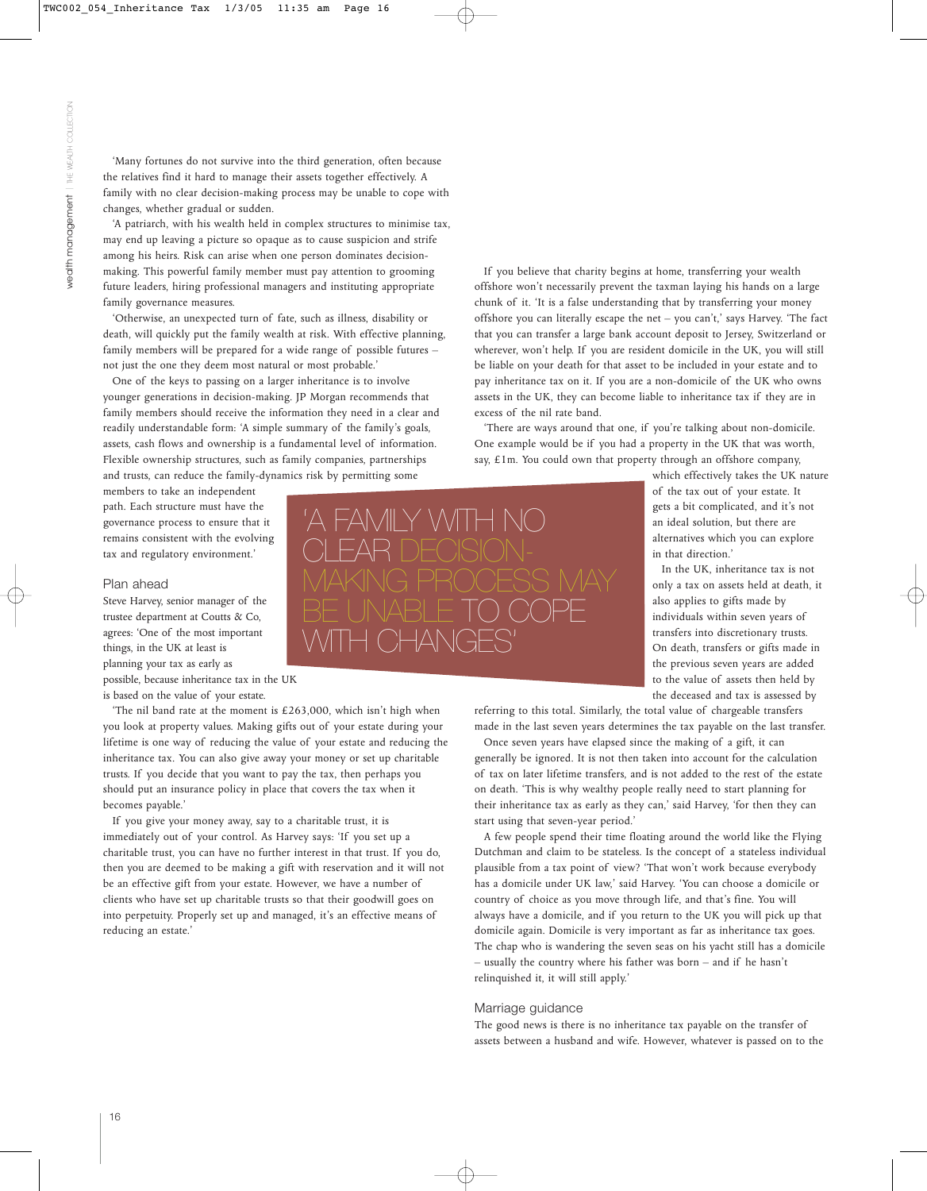'Many fortunes do not survive into the third generation, often because the relatives find it hard to manage their assets together effectively. A family with no clear decision-making process may be unable to cope with changes, whether gradual or sudden.

'A patriarch, with his wealth held in complex structures to minimise tax, may end up leaving a picture so opaque as to cause suspicion and strife among his heirs. Risk can arise when one person dominates decision-making. This powerful family member must pay attention to grooming future leaders, hiring professional managers and instituting appropriate family governance measures.

'Otherwise, an unexpected turn of fate, such as illness, disability or death, will quickly put the family wealth at risk. With effective planning, family members will be prepared for a wide range of possible futures – not just the one they deem most natural or most probable.'

One of the keys to passing on a larger inheritance is to involve younger generations in decision-making. JP Morgan recommends that family members should receive the information they need in a clear and readily understandable form: 'A simple summary of the family's goals, assets, cash flows and ownership is a fundamental level of information. Flexible ownership structures, such as family companies, partnerships and trusts, can reduce the family-dynamics risk by permitting some members to take an independent path. Each structure must have the governance process to ensure that it remains consistent with the evolving tax and regulatory environment.'

> 'A FAMILY WITH NO CLEAR DECISION-MAKING PROCESS MAY BE UNABLE TO COPE WITH CHANGES'

## Plan ahead

Steve Harvey, senior manager of the trustee department at Coutts & Co, agrees: 'One of the most important things, in the UK at least is planning your tax as early as possible, because inheritance tax in the UK is based on the value of your estate.

'The nil band rate at the moment is £263,000, which isn't high when you look at property values. Making gifts out of your estate during your lifetime is one way of reducing the value of your estate and reducing the inheritance tax. You can also give away your money or set up charitable trusts. If you decide that you want to pay the tax, then perhaps you should put an insurance policy in place that covers the tax when it becomes payable.'

If you give your money away, say to a charitable trust, it is immediately out of your control. As Harvey says: 'If you set up a charitable trust, you can have no further interest in that trust. If you do, then you are deemed to be making a gift with reservation and it will not be an effective gift from your estate. However, we have a number of clients who have set up charitable trusts so that their goodwill goes on into perpetuity. Properly set up and managed, it's an effective means of reducing an estate.'

If you believe that charity begins at home, transferring your wealth offshore won't necessarily prevent the taxman laying his hands on a large chunk of it. 'It is a false understanding that by transferring your money offshore you can literally escape the net – you can't,' says Harvey. 'The fact that you can transfer a large bank account deposit to Jersey, Switzerland or wherever, won't help. If you are resident domicile in the UK, you will still be liable on your death for that asset to be included in your estate and to pay inheritance tax on it. If you are a non-domicile of the UK who owns assets in the UK, they can become liable to inheritance tax if they are in excess of the nil rate band.

'There are ways around that one, if you're talking about non-domicile. One example would be if you had a property in the UK that was worth, say, £1m. You could own that property through an offshore company, which effectively takes the UK nature of the tax out of your estate. It gets a bit complicated, and it's not an ideal solution, but there are alternatives which you can explore in that direction.'

In the UK, inheritance tax is not only a tax on assets held at death, it also applies to gifts made by individuals within seven years of transfers into discretionary trusts. On death, transfers or gifts made in the previous seven years are added to the value of assets then held by the deceased and tax is assessed by referring to this total. Similarly, the total value of chargeable transfers made in the last seven years determines the tax payable on the last transfer.

Once seven years have elapsed since the making of a gift, it can generally be ignored. It is not then taken into account for the calculation of tax on later lifetime transfers, and is not added to the rest of the estate on death. 'This is why wealthy people really need to start planning for their inheritance tax as early as they can,' said Harvey, 'for then they can start using that seven-year period.'

A few people spend their time floating around the world like the Flying Dutchman and claim to be stateless. Is the concept of a stateless individual plausible from a tax point of view? 'That won't work because everybody has a domicile under UK law,' said Harvey. 'You can choose a domicile or country of choice as you move through life, and that's fine. You will always have a domicile, and if you return to the UK you will pick up that domicile again. Domicile is very important as far as inheritance tax goes. The chap who is wandering the seven seas on his yacht still has a domicile – usually the country where his father was born – and if he hasn't relinquished it, it will still apply.'

## Marriage guidance

The good news is there is no inheritance tax payable on the transfer of assets between a husband and wife. However, whatever is passed on to the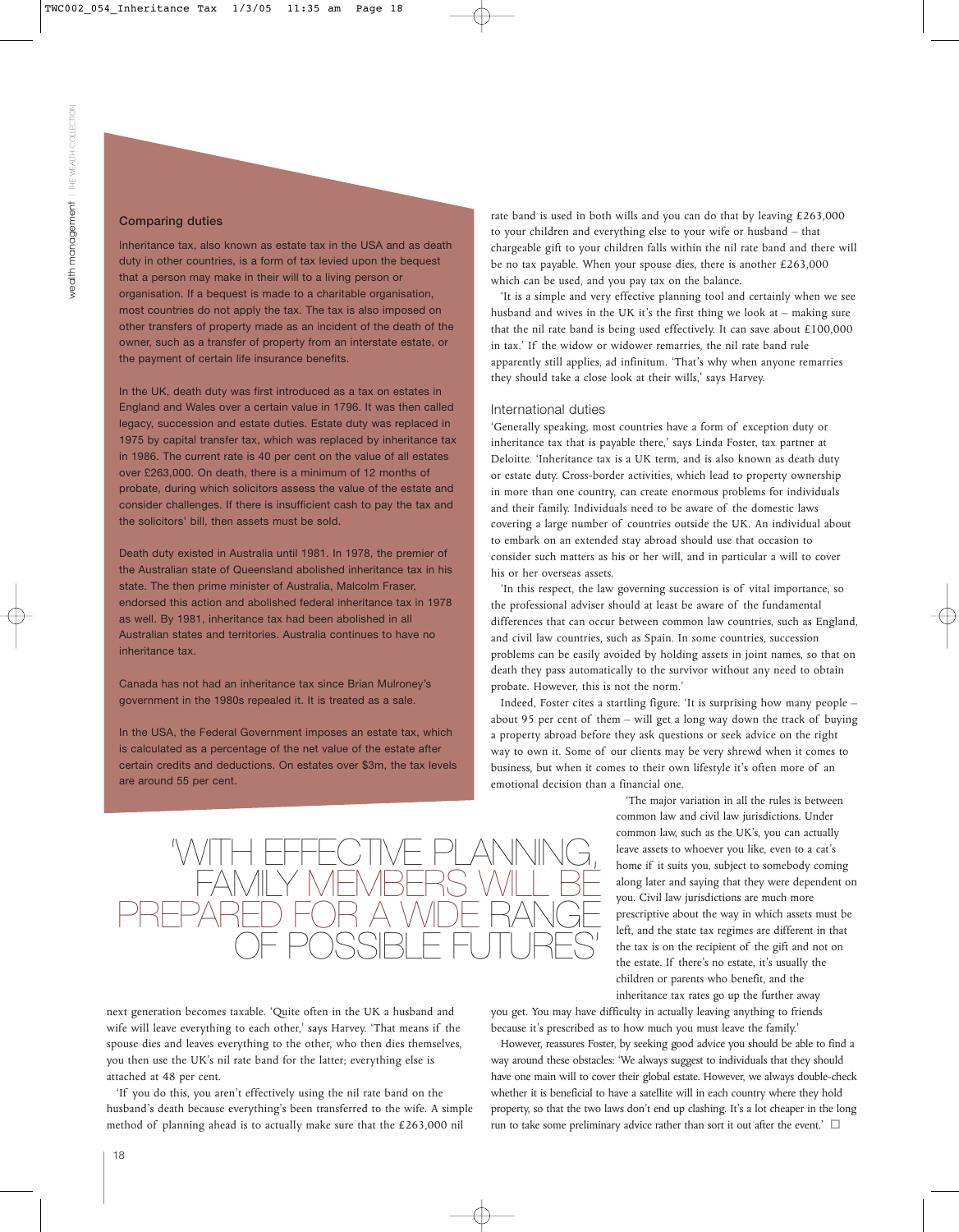## Comparing duties

Inheritance tax, also known as estate tax in the USA and as death duty in other countries, is a form of tax levied upon the bequest that a person may make in their will to a living person or organisation. If a bequest is made to a charitable organisation, most countries do not apply the tax. The tax is also imposed on other transfers of property made as an incident of the death of the owner, such as a transfer of property from an interstate estate, or the payment of certain life insurance benefits.

In the UK, death duty was first introduced as a tax on estates in England and Wales over a certain value in 1796. It was then called legacy, succession and estate duties. Estate duty was replaced in 1975 by capital transfer tax, which was replaced by inheritance tax in 1986. The current rate is 40 per cent on the value of all estates over £263,000. On death, there is a minimum of 12 months of probate, during which solicitors assess the value of the estate and consider challenges. If there is insufficient cash to pay the tax and the solicitors' bill, then assets must be sold.

Death duty existed in Australia until 1981. In 1978, the premier of the Australian state of Queensland abolished inheritance tax in his state. The then prime minister of Australia, Malcolm Fraser, endorsed this action and abolished federal inheritance tax in 1978 as well. By 1981, inheritance tax had been abolished in all Australian states and territories. Australia continues to have no inheritance tax.

Canada has not had an inheritance tax since Brian Mulroney's government in the 1980s repealed it. It is treated as a sale.

In the USA, the Federal Government imposes an estate tax, which is calculated as a percentage of the net value of the estate after certain credits and deductions. On estates over $3m, the tax levels are around 55 per cent.

'WITH EFFECTIVE PLANNING, FAMILY MEMBERS WILL BE PREPARED FOR A WIDE RANGE OF POSSIBLE FUTURES'

next generation becomes taxable. 'Quite often in the UK a husband and wife will leave everything to each other,' says Harvey. 'That means if the spouse dies and leaves everything to the other, who then dies themselves, you then use the UK's nil rate band for the latter; everything else is attached at 48 per cent.

'If you do this, you aren't effectively using the nil rate band on the husband's death because everything's been transferred to the wife. A simple method of planning ahead is to actually make sure that the £263,000 nil rate band is used in both wills and you can do that by leaving £263,000 to your children and everything else to your wife or husband – that chargeable gift to your children falls within the nil rate band and there will be no tax payable. When your spouse dies, there is another £263,000 which can be used, and you pay tax on the balance.

'It is a simple and very effective planning tool and certainly when we see husband and wives in the UK it's the first thing we look at – making sure that the nil rate band is being used effectively. It can save about £100,000 in tax.' If the widow or widower remarries, the nil rate band rule apparently still applies, ad infinitum. 'That's why when anyone remarries they should take a close look at their wills,' says Harvey.

### International duties

'Generally speaking, most countries have a form of exception duty or inheritance tax that is payable there,' says Linda Foster, tax partner at Deloitte. 'Inheritance tax is a UK term, and is also known as death duty or estate duty. Cross-border activities, which lead to property ownership in more than one country, can create enormous problems for individuals and their family. Individuals need to be aware of the domestic laws covering a large number of countries outside the UK. An individual about to embark on an extended stay abroad should use that occasion to consider such matters as his or her will, and in particular a will to cover his or her overseas assets.

'In this respect, the law governing succession is of vital importance, so the professional adviser should at least be aware of the fundamental differences that can occur between common law countries, such as England, and civil law countries, such as Spain. In some countries, succession problems can be easily avoided by holding assets in joint names, so that on death they pass automatically to the survivor without any need to obtain probate. However, this is not the norm.'

Indeed, Foster cites a startling figure. 'It is surprising how many people – about 95 per cent of them – will get a long way down the track of buying a property abroad before they ask questions or seek advice on the right way to own it. Some of our clients may be very shrewd when it comes to business, but when it comes to their own lifestyle it's often more of an emotional decision than a financial one.

'The major variation in all the rules is between common law and civil law jurisdictions. Under common law, such as the UK's, you can actually leave assets to whoever you like, even to a cat's home if it suits you, subject to somebody coming along later and saying that they were dependent on you. Civil law jurisdictions are much more prescriptive about the way in which assets must be left, and the state tax regimes are different in that the tax is on the recipient of the gift and not on the estate. If there's no estate, it's usually the children or parents who benefit, and the inheritance tax rates go up the further away you get. You may have difficulty in actually leaving anything to friends because it's prescribed as to how much you must leave the family.'

However, reassures Foster, by seeking good advice you should be able to find a way around these obstacles: 'We always suggest to individuals that they should have one main will to cover their global estate. However, we always double-check whether it is beneficial to have a satellite will in each country where they hold property, so that the two laws don't end up clashing. It's a lot cheaper in the long run to take some preliminary advice rather than sort it out after the event.' □